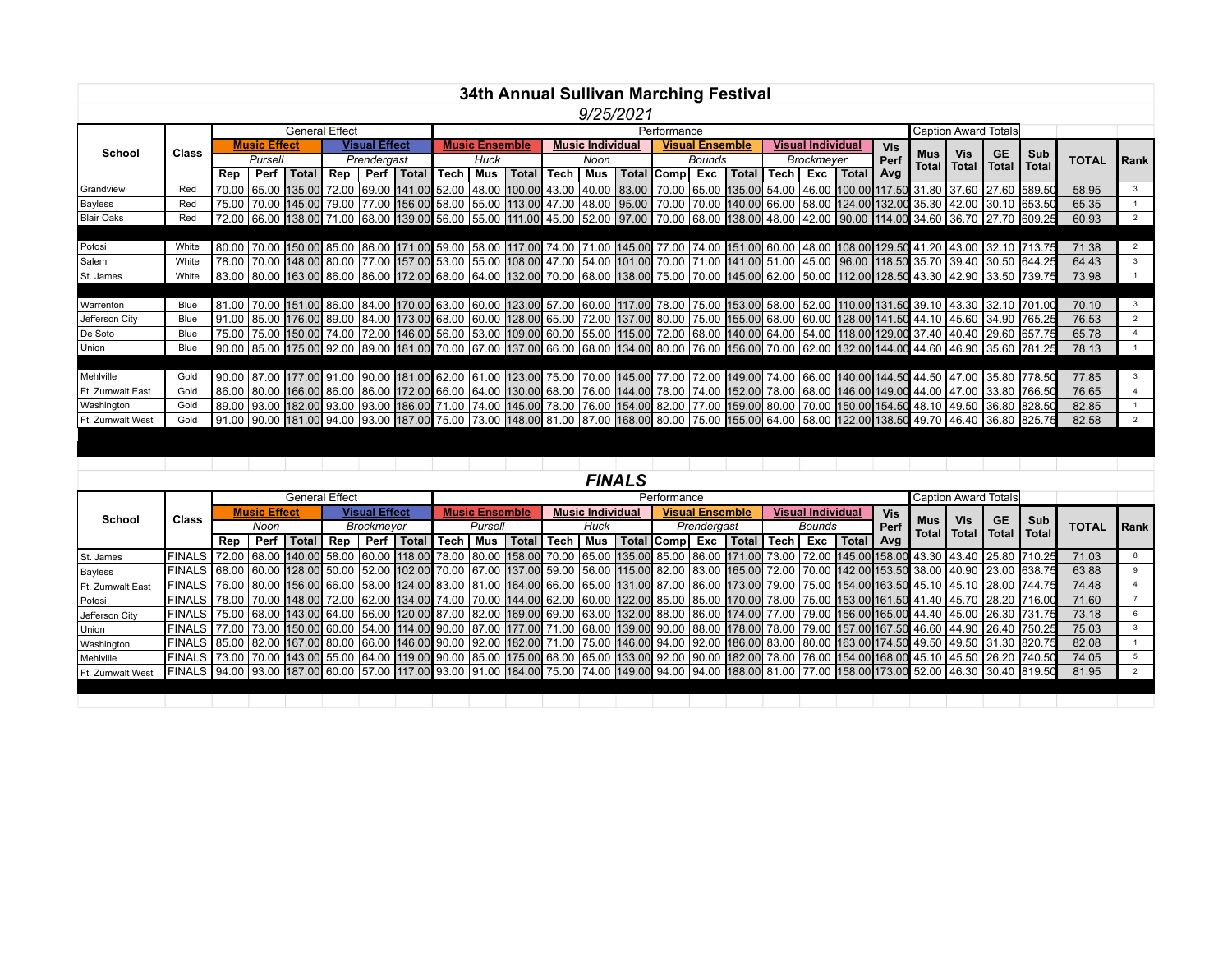# 34th Annual Sullivan Marching Festival

*9/25/2021*

| School | Class | General Effect | | | | | | Performance | | | | | | | | | | | | | Caption Award Totals | | | | | |
|---|---|---|---|---|---|---|---|---|---|---|---|---|---|---|---|---|---|---|---|---|---|---|---|---|---|---|
| | | Music Effect | | | Visual Effect | | | Music Ensemble | | | Music Individual | | | Visual Ensemble | | | Visual Individual | | | Vis Perf Avg | Mus Total | Vis Total | GE Total | Sub Total | TOTAL | Rank |
| | | Pursell | | | Prendergast | | | Huck | | | Noon | | | Bounds | | | Brockmeyer | | | | | | | | | |
| | | Rep | Perf | Total | Rep | Perf | Total | Tech | Mus | Total | Tech | Mus | Total | Comp | Exc | Total | Tech | Exc | Total | | | | | | | |
| Grandview | Red | 70.00 | 65.00 | 135.00 | 72.00 | 69.00 | 141.00 | 52.00 | 48.00 | 100.00 | 43.00 | 40.00 | 83.00 | 70.00 | 65.00 | 135.00 | 54.00 | 46.00 | 100.00 | 117.50 | 31.80 | 37.60 | 27.60 | 589.50 | 58.95 | 3 |
| Bayless | Red | 75.00 | 70.00 | 145.00 | 79.00 | 77.00 | 156.00 | 58.00 | 55.00 | 113.00 | 47.00 | 48.00 | 95.00 | 70.00 | 70.00 | 140.00 | 66.00 | 58.00 | 124.00 | 132.00 | 35.30 | 42.00 | 30.10 | 653.50 | 65.35 | 1 |
| Blair Oaks | Red | 72.00 | 66.00 | 138.00 | 71.00 | 68.00 | 139.00 | 56.00 | 55.00 | 111.00 | 45.00 | 52.00 | 97.00 | 70.00 | 68.00 | 138.00 | 48.00 | 42.00 | 90.00 | 114.00 | 34.60 | 36.70 | 27.70 | 609.25 | 60.93 | 2 |
| Potosi | White | 80.00 | 70.00 | 150.00 | 85.00 | 86.00 | 171.00 | 59.00 | 58.00 | 117.00 | 74.00 | 71.00 | 145.00 | 77.00 | 74.00 | 151.00 | 60.00 | 48.00 | 108.00 | 129.50 | 41.20 | 43.00 | 32.10 | 713.75 | 71.38 | 2 |
| Salem | White | 78.00 | 70.00 | 148.00 | 80.00 | 77.00 | 157.00 | 53.00 | 55.00 | 108.00 | 47.00 | 54.00 | 101.00 | 70.00 | 71.00 | 141.00 | 51.00 | 45.00 | 96.00 | 118.50 | 35.70 | 39.40 | 30.50 | 644.25 | 64.43 | 3 |
| St. James | White | 83.00 | 80.00 | 163.00 | 86.00 | 86.00 | 172.00 | 68.00 | 64.00 | 132.00 | 70.00 | 68.00 | 138.00 | 75.00 | 70.00 | 145.00 | 62.00 | 50.00 | 112.00 | 128.50 | 43.30 | 42.90 | 33.50 | 739.75 | 73.98 | 1 |
| Warrenton | Blue | 81.00 | 70.00 | 151.00 | 86.00 | 84.00 | 170.00 | 63.00 | 60.00 | 123.00 | 57.00 | 60.00 | 117.00 | 78.00 | 75.00 | 153.00 | 58.00 | 52.00 | 110.00 | 131.50 | 39.10 | 43.30 | 32.10 | 701.00 | 70.10 | 3 |
| Jefferson City | Blue | 91.00 | 85.00 | 176.00 | 89.00 | 84.00 | 173.00 | 68.00 | 60.00 | 128.00 | 65.00 | 72.00 | 137.00 | 80.00 | 75.00 | 155.00 | 68.00 | 60.00 | 128.00 | 141.50 | 44.10 | 45.60 | 34.90 | 765.25 | 76.53 | 2 |
| De Soto | Blue | 75.00 | 75.00 | 150.00 | 74.00 | 72.00 | 146.00 | 56.00 | 53.00 | 109.00 | 60.00 | 55.00 | 115.00 | 72.00 | 68.00 | 140.00 | 64.00 | 54.00 | 118.00 | 129.00 | 37.40 | 40.40 | 29.60 | 657.75 | 65.78 | 4 |
| Union | Blue | 90.00 | 85.00 | 175.00 | 92.00 | 89.00 | 181.00 | 70.00 | 67.00 | 137.00 | 66.00 | 68.00 | 134.00 | 80.00 | 76.00 | 156.00 | 70.00 | 62.00 | 132.00 | 144.00 | 44.60 | 46.90 | 35.60 | 781.25 | 78.13 | 1 |
| Mehlville | Gold | 90.00 | 87.00 | 177.00 | 91.00 | 90.00 | 181.00 | 62.00 | 61.00 | 123.00 | 75.00 | 70.00 | 145.00 | 77.00 | 72.00 | 149.00 | 74.00 | 66.00 | 140.00 | 144.50 | 44.50 | 47.00 | 35.80 | 778.50 | 77.85 | 3 |
| Ft. Zumwalt East | Gold | 86.00 | 80.00 | 166.00 | 86.00 | 86.00 | 172.00 | 66.00 | 64.00 | 130.00 | 68.00 | 76.00 | 144.00 | 78.00 | 74.00 | 152.00 | 78.00 | 68.00 | 146.00 | 149.00 | 44.00 | 47.00 | 33.80 | 766.50 | 76.65 | 4 |
| Washington | Gold | 89.00 | 93.00 | 182.00 | 93.00 | 93.00 | 186.00 | 71.00 | 74.00 | 145.00 | 78.00 | 76.00 | 154.00 | 82.00 | 77.00 | 159.00 | 80.00 | 70.00 | 150.00 | 154.50 | 48.10 | 49.50 | 36.80 | 828.50 | 82.85 | 1 |
| Ft. Zumwalt West | Gold | 91.00 | 90.00 | 181.00 | 94.00 | 93.00 | 187.00 | 75.00 | 73.00 | 148.00 | 81.00 | 87.00 | 168.00 | 80.00 | 75.00 | 155.00 | 64.00 | 58.00 | 122.00 | 138.50 | 49.70 | 46.40 | 36.80 | 825.75 | 82.58 | 2 |

## FINALS

| School | Class | General Effect | | | | | | Performance | | | | | | | | | | | | | Caption Award Totals | | | | | |
|---|---|---|---|---|---|---|---|---|---|---|---|---|---|---|---|---|---|---|---|---|---|---|---|---|---|---|
| | | Music Effect | | | Visual Effect | | | Music Ensemble | | | Music Individual | | | Visual Ensemble | | | Visual Individual | | | Vis Perf Avg | Mus Total | Vis Total | GE Total | Sub Total | TOTAL | Rank |
| | | Noon | | | Brockmeyer | | | Pursell | | | Huck | | | Prendergast | | | Bounds | | | | | | | | | |
| | | Rep | Perf | Total | Rep | Perf | Total | Tech | Mus | Total | Tech | Mus | Total | Comp | Exc | Total | Tech | Exc | Total | | | | | | | |
| St. James | FINALS | 72.00 | 68.00 | 140.00 | 58.00 | 60.00 | 118.00 | 78.00 | 80.00 | 158.00 | 70.00 | 65.00 | 135.00 | 85.00 | 86.00 | 171.00 | 73.00 | 72.00 | 145.00 | 158.00 | 43.30 | 43.40 | 25.80 | 710.25 | 71.03 | 8 |
| Bayless | FINALS | 68.00 | 60.00 | 128.00 | 50.00 | 52.00 | 102.00 | 70.00 | 67.00 | 137.00 | 59.00 | 56.00 | 115.00 | 82.00 | 83.00 | 165.00 | 72.00 | 70.00 | 142.00 | 153.50 | 38.00 | 40.90 | 23.00 | 638.75 | 63.88 | 9 |
| Ft. Zumwalt East | FINALS | 76.00 | 80.00 | 156.00 | 66.00 | 58.00 | 124.00 | 83.00 | 81.00 | 164.00 | 66.00 | 65.00 | 131.00 | 87.00 | 86.00 | 173.00 | 79.00 | 75.00 | 154.00 | 163.50 | 45.10 | 45.10 | 28.00 | 744.75 | 74.48 | 4 |
| Potosi | FINALS | 78.00 | 70.00 | 148.00 | 72.00 | 62.00 | 134.00 | 74.00 | 70.00 | 144.00 | 62.00 | 60.00 | 122.00 | 85.00 | 85.00 | 170.00 | 78.00 | 75.00 | 153.00 | 161.50 | 41.40 | 45.70 | 28.20 | 716.00 | 71.60 | 7 |
| Jefferson City | FINALS | 75.00 | 68.00 | 143.00 | 64.00 | 56.00 | 120.00 | 87.00 | 82.00 | 169.00 | 69.00 | 63.00 | 132.00 | 88.00 | 86.00 | 174.00 | 77.00 | 79.00 | 156.00 | 165.00 | 44.40 | 45.00 | 26.30 | 731.75 | 73.18 | 6 |
| Union | FINALS | 77.00 | 73.00 | 150.00 | 60.00 | 54.00 | 114.00 | 90.00 | 87.00 | 177.00 | 71.00 | 68.00 | 139.00 | 90.00 | 88.00 | 178.00 | 78.00 | 79.00 | 157.00 | 167.50 | 46.60 | 44.90 | 26.40 | 750.25 | 75.03 | 3 |
| Washington | FINALS | 85.00 | 82.00 | 167.00 | 80.00 | 66.00 | 146.00 | 90.00 | 92.00 | 182.00 | 71.00 | 75.00 | 146.00 | 94.00 | 92.00 | 186.00 | 83.00 | 80.00 | 163.00 | 174.50 | 49.50 | 49.50 | 31.30 | 820.75 | 82.08 | 1 |
| Mehlville | FINALS | 73.00 | 70.00 | 143.00 | 55.00 | 64.00 | 119.00 | 90.00 | 85.00 | 175.00 | 68.00 | 65.00 | 133.00 | 92.00 | 90.00 | 182.00 | 78.00 | 76.00 | 154.00 | 168.00 | 45.10 | 45.50 | 26.20 | 740.50 | 74.05 | 5 |
| Ft. Zumwalt West | FINALS | 94.00 | 93.00 | 187.00 | 60.00 | 57.00 | 117.00 | 93.00 | 91.00 | 184.00 | 75.00 | 74.00 | 149.00 | 94.00 | 94.00 | 188.00 | 81.00 | 77.00 | 158.00 | 173.00 | 52.00 | 46.30 | 30.40 | 819.50 | 81.95 | 2 |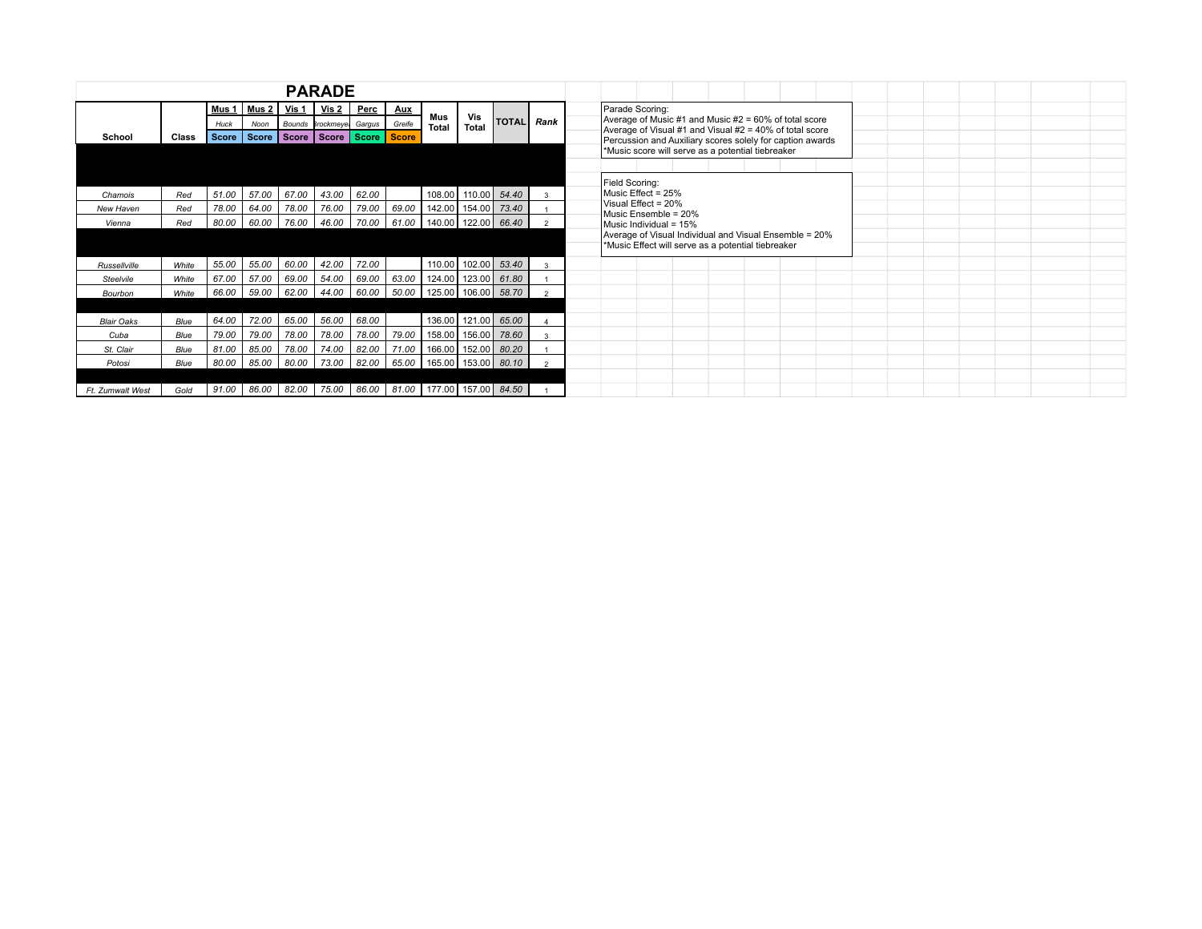# PARADE

| School | Class | Mus 1 (Huck) Score | Mus 2 (Noon) Score | Vis 1 (Bounds) Score | Vis 2 (Brockmeyer) Score | Perc (Gargus) Score | Aux (Greife) Score | Mus Total | Vis Total | TOTAL | Rank |
|---|---|---|---|---|---|---|---|---|---|---|---|
| Chamois | Red | 51.00 | 57.00 | 67.00 | 43.00 | 62.00 | | 108.00 | 110.00 | 54.40 | 3 |
| New Haven | Red | 78.00 | 64.00 | 78.00 | 76.00 | 79.00 | 69.00 | 142.00 | 154.00 | 73.40 | 1 |
| Vienna | Red | 80.00 | 60.00 | 76.00 | 46.00 | 70.00 | 61.00 | 140.00 | 122.00 | 66.40 | 2 |
| Russellville | White | 55.00 | 55.00 | 60.00 | 42.00 | 72.00 | | 110.00 | 102.00 | 53.40 | 3 |
| Steelvile | White | 67.00 | 57.00 | 69.00 | 54.00 | 69.00 | 63.00 | 124.00 | 123.00 | 61.80 | 1 |
| Bourbon | White | 66.00 | 59.00 | 62.00 | 44.00 | 60.00 | 50.00 | 125.00 | 106.00 | 58.70 | 2 |
| Blair Oaks | Blue | 64.00 | 72.00 | 65.00 | 56.00 | 68.00 | | 136.00 | 121.00 | 65.00 | 4 |
| Cuba | Blue | 79.00 | 79.00 | 78.00 | 78.00 | 78.00 | 79.00 | 158.00 | 156.00 | 78.60 | 3 |
| St. Clair | Blue | 81.00 | 85.00 | 78.00 | 74.00 | 82.00 | 71.00 | 166.00 | 152.00 | 80.20 | 1 |
| Potosi | Blue | 80.00 | 85.00 | 80.00 | 73.00 | 82.00 | 65.00 | 165.00 | 153.00 | 80.10 | 2 |
| Ft. Zumwalt West | Gold | 91.00 | 86.00 | 82.00 | 75.00 | 86.00 | 81.00 | 177.00 | 157.00 | 84.50 | 1 |

Parade Scoring:
Average of Music #1 and Music #2 = 60% of total score
Average of Visual #1 and Visual #2 = 40% of total score
Percussion and Auxiliary scores solely for caption awards
*Music score will serve as a potential tiebreaker

Field Scoring:
Music Effect = 25%
Visual Effect = 20%
Music Ensemble = 20%
Music Individual = 15%
Average of Visual Individual and Visual Ensemble = 20%
*Music Effect will serve as a potential tiebreaker